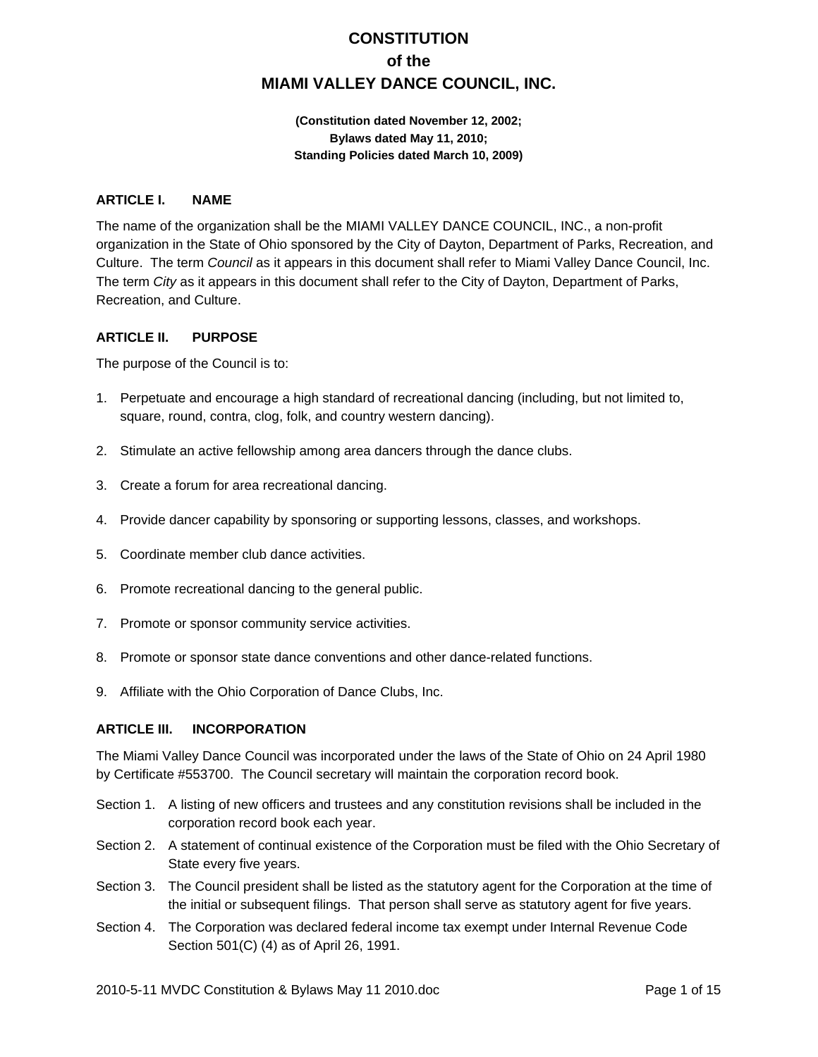# CONSTITUTION
# of the
# MIAMI VALLEY DANCE COUNCIL, INC.

**(Constitution dated November 12, 2002;**
**Bylaws dated May 11, 2010;**
**Standing Policies dated March 10, 2009)**

## ARTICLE I. NAME

The name of the organization shall be the MIAMI VALLEY DANCE COUNCIL, INC., a non-profit organization in the State of Ohio sponsored by the City of Dayton, Department of Parks, Recreation, and Culture. The term *Council* as it appears in this document shall refer to Miami Valley Dance Council, Inc. The term *City* as it appears in this document shall refer to the City of Dayton, Department of Parks, Recreation, and Culture.

## ARTICLE II. PURPOSE

The purpose of the Council is to:

1. Perpetuate and encourage a high standard of recreational dancing (including, but not limited to, square, round, contra, clog, folk, and country western dancing).
2. Stimulate an active fellowship among area dancers through the dance clubs.
3. Create a forum for area recreational dancing.
4. Provide dancer capability by sponsoring or supporting lessons, classes, and workshops.
5. Coordinate member club dance activities.
6. Promote recreational dancing to the general public.
7. Promote or sponsor community service activities.
8. Promote or sponsor state dance conventions and other dance-related functions.
9. Affiliate with the Ohio Corporation of Dance Clubs, Inc.

## ARTICLE III. INCORPORATION

The Miami Valley Dance Council was incorporated under the laws of the State of Ohio on 24 April 1980 by Certificate #553700. The Council secretary will maintain the corporation record book.

Section 1. A listing of new officers and trustees and any constitution revisions shall be included in the corporation record book each year.

Section 2. A statement of continual existence of the Corporation must be filed with the Ohio Secretary of State every five years.

Section 3. The Council president shall be listed as the statutory agent for the Corporation at the time of the initial or subsequent filings. That person shall serve as statutory agent for five years.

Section 4. The Corporation was declared federal income tax exempt under Internal Revenue Code Section 501(C) (4) as of April 26, 1991.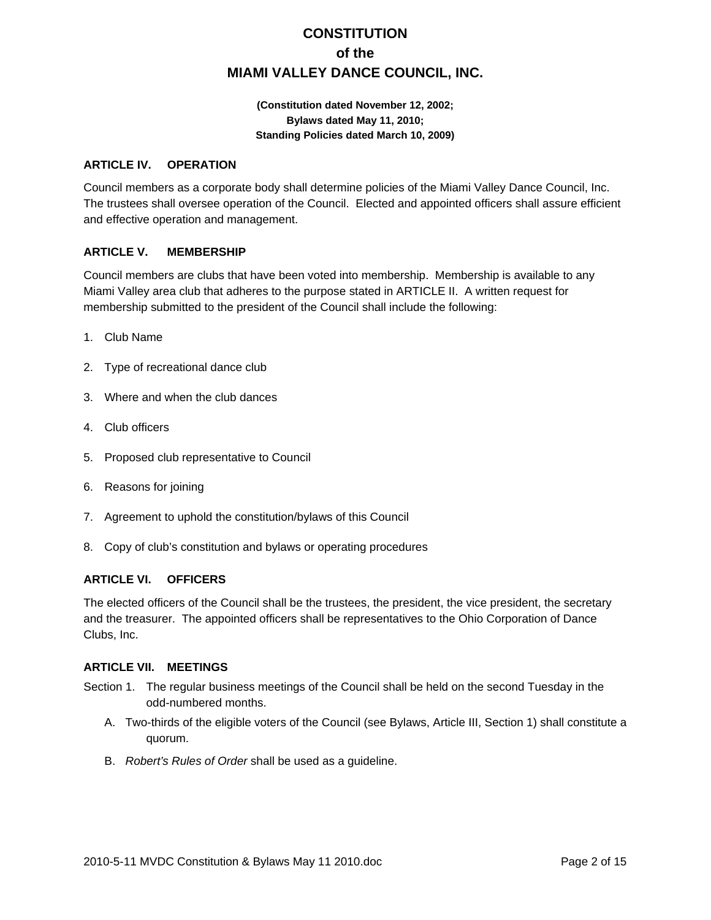# CONSTITUTION
# of the
# MIAMI VALLEY DANCE COUNCIL, INC.

**(Constitution dated November 12, 2002;**
**Bylaws dated May 11, 2010;**
**Standing Policies dated March 10, 2009)**

### ARTICLE IV. OPERATION

Council members as a corporate body shall determine policies of the Miami Valley Dance Council, Inc. The trustees shall oversee operation of the Council. Elected and appointed officers shall assure efficient and effective operation and management.

### ARTICLE V. MEMBERSHIP

Council members are clubs that have been voted into membership. Membership is available to any Miami Valley area club that adheres to the purpose stated in ARTICLE II. A written request for membership submitted to the president of the Council shall include the following:

1. Club Name
2. Type of recreational dance club
3. Where and when the club dances
4. Club officers
5. Proposed club representative to Council
6. Reasons for joining
7. Agreement to uphold the constitution/bylaws of this Council
8. Copy of club's constitution and bylaws or operating procedures

### ARTICLE VI. OFFICERS

The elected officers of the Council shall be the trustees, the president, the vice president, the secretary and the treasurer. The appointed officers shall be representatives to the Ohio Corporation of Dance Clubs, Inc.

### ARTICLE VII. MEETINGS

Section 1. The regular business meetings of the Council shall be held on the second Tuesday in the odd-numbered months.

A. Two-thirds of the eligible voters of the Council (see Bylaws, Article III, Section 1) shall constitute a quorum.

B. *Robert's Rules of Order* shall be used as a guideline.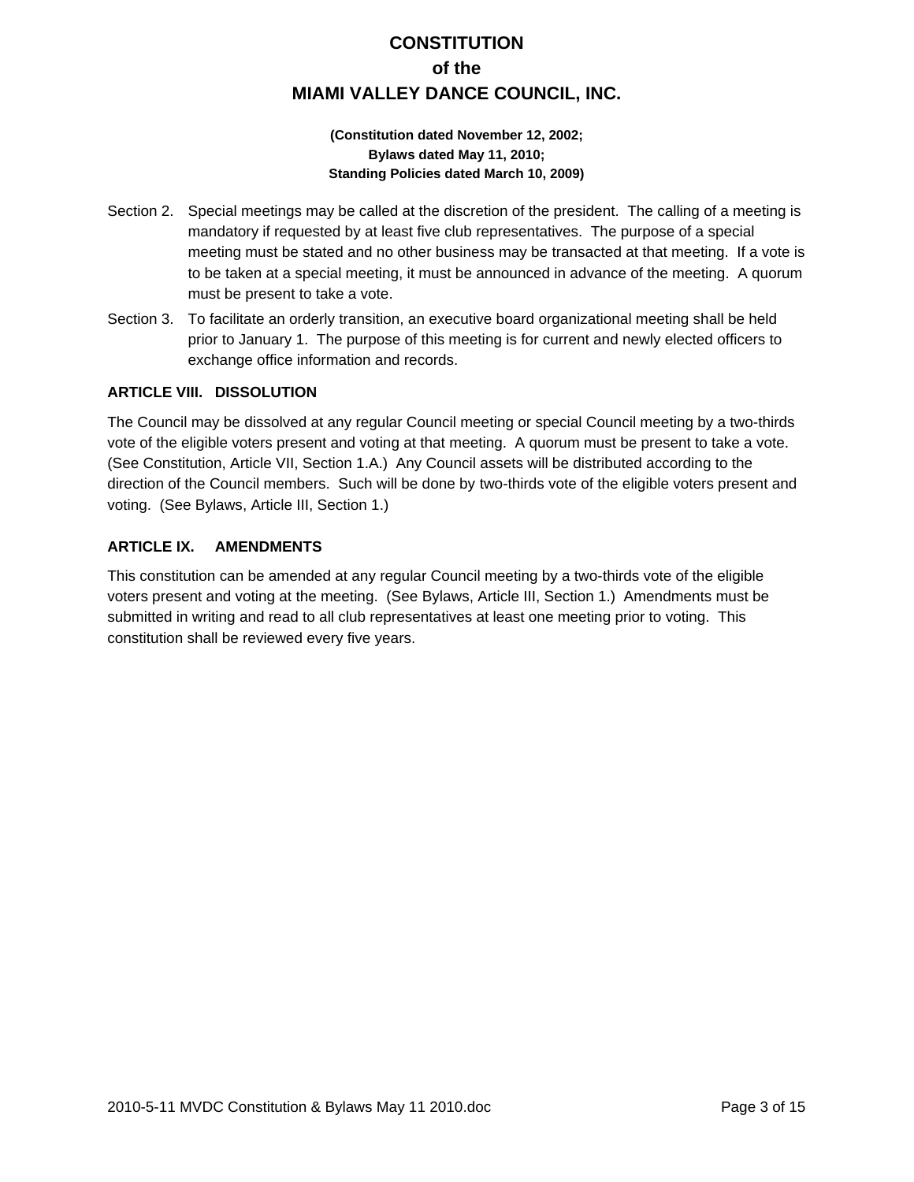# CONSTITUTION
## of the
## MIAMI VALLEY DANCE COUNCIL, INC.

**(Constitution dated November 12, 2002;**
**Bylaws dated May 11, 2010;**
**Standing Policies dated March 10, 2009)**

Section 2. Special meetings may be called at the discretion of the president. The calling of a meeting is mandatory if requested by at least five club representatives. The purpose of a special meeting must be stated and no other business may be transacted at that meeting. If a vote is to be taken at a special meeting, it must be announced in advance of the meeting. A quorum must be present to take a vote.

Section 3. To facilitate an orderly transition, an executive board organizational meeting shall be held prior to January 1. The purpose of this meeting is for current and newly elected officers to exchange office information and records.

**ARTICLE VIII. DISSOLUTION**

The Council may be dissolved at any regular Council meeting or special Council meeting by a two-thirds vote of the eligible voters present and voting at that meeting. A quorum must be present to take a vote. (See Constitution, Article VII, Section 1.A.) Any Council assets will be distributed according to the direction of the Council members. Such will be done by two-thirds vote of the eligible voters present and voting. (See Bylaws, Article III, Section 1.)

**ARTICLE IX. AMENDMENTS**

This constitution can be amended at any regular Council meeting by a two-thirds vote of the eligible voters present and voting at the meeting. (See Bylaws, Article III, Section 1.) Amendments must be submitted in writing and read to all club representatives at least one meeting prior to voting. This constitution shall be reviewed every five years.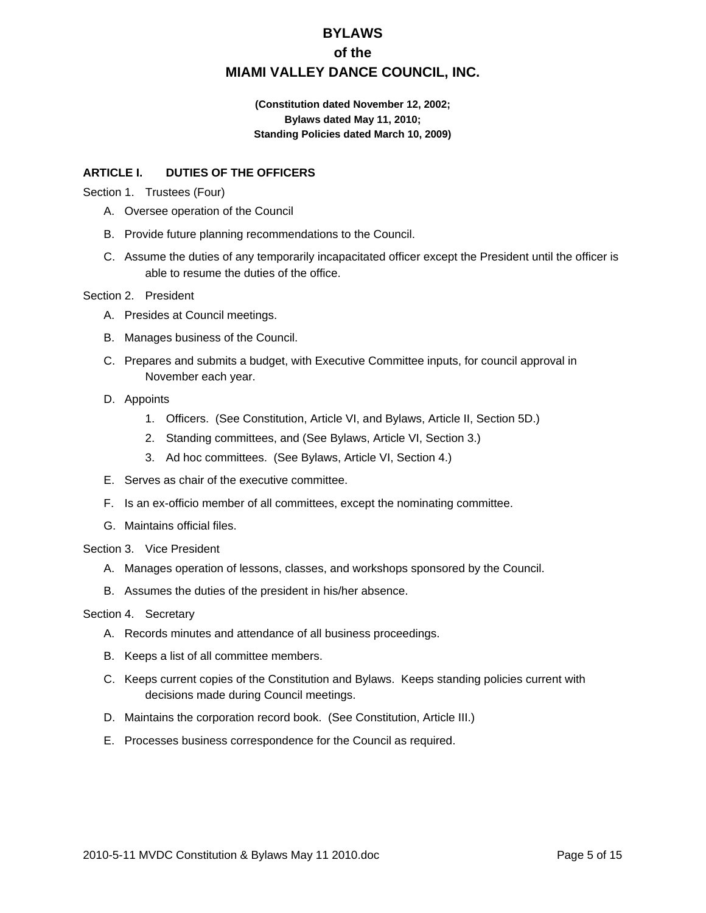# BYLAWS
# of the
# MIAMI VALLEY DANCE COUNCIL, INC.

**(Constitution dated November 12, 2002;**
**Bylaws dated May 11, 2010;**
**Standing Policies dated March 10, 2009)**

## ARTICLE I. DUTIES OF THE OFFICERS

Section 1. Trustees (Four)

A. Oversee operation of the Council

B. Provide future planning recommendations to the Council.

C. Assume the duties of any temporarily incapacitated officer except the President until the officer is able to resume the duties of the office.

Section 2. President

A. Presides at Council meetings.

B. Manages business of the Council.

C. Prepares and submits a budget, with Executive Committee inputs, for council approval in November each year.

D. Appoints

1. Officers. (See Constitution, Article VI, and Bylaws, Article II, Section 5D.)
2. Standing committees, and (See Bylaws, Article VI, Section 3.)
3. Ad hoc committees. (See Bylaws, Article VI, Section 4.)

E. Serves as chair of the executive committee.

F. Is an ex-officio member of all committees, except the nominating committee.

G. Maintains official files.

Section 3. Vice President

A. Manages operation of lessons, classes, and workshops sponsored by the Council.

B. Assumes the duties of the president in his/her absence.

Section 4. Secretary

A. Records minutes and attendance of all business proceedings.

B. Keeps a list of all committee members.

C. Keeps current copies of the Constitution and Bylaws. Keeps standing policies current with decisions made during Council meetings.

D. Maintains the corporation record book. (See Constitution, Article III.)

E. Processes business correspondence for the Council as required.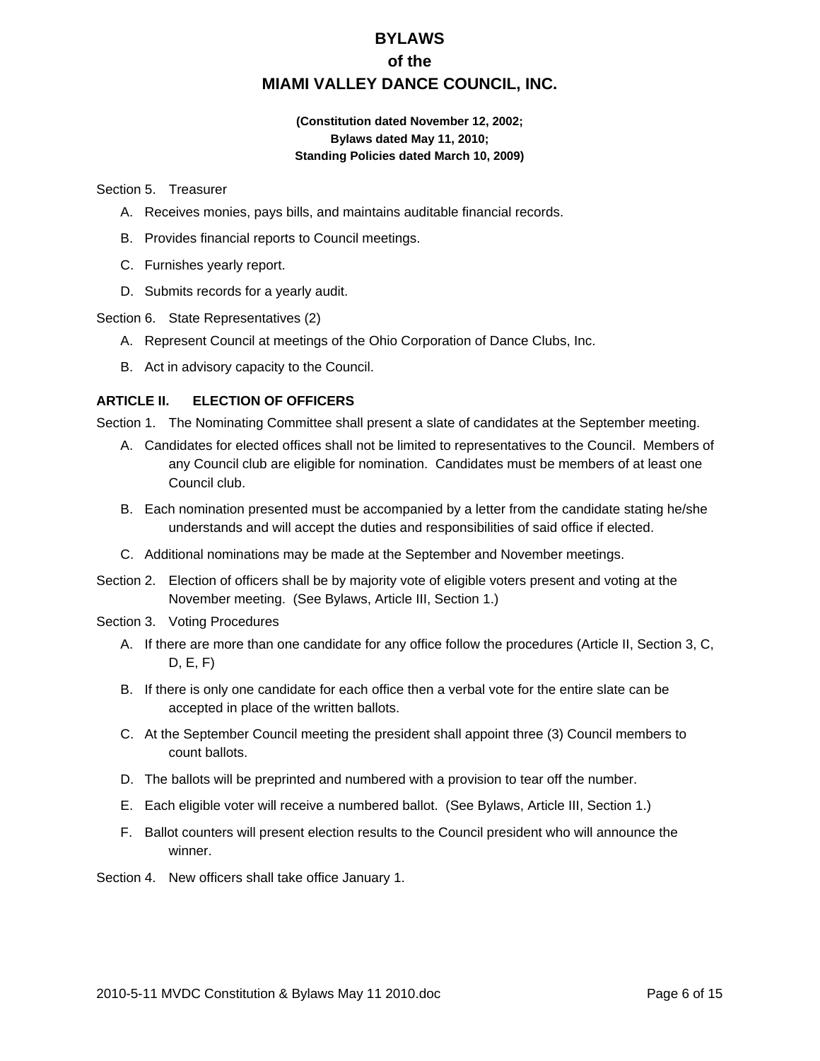Section 5. Treasurer

A. Receives monies, pays bills, and maintains auditable financial records.

B. Provides financial reports to Council meetings.

C. Furnishes yearly report.

D. Submits records for a yearly audit.

Section 6. State Representatives (2)

A. Represent Council at meetings of the Ohio Corporation of Dance Clubs, Inc.

B. Act in advisory capacity to the Council.

### ARTICLE II. ELECTION OF OFFICERS

Section 1. The Nominating Committee shall present a slate of candidates at the September meeting.

A. Candidates for elected offices shall not be limited to representatives to the Council. Members of any Council club are eligible for nomination. Candidates must be members of at least one Council club.

B. Each nomination presented must be accompanied by a letter from the candidate stating he/she understands and will accept the duties and responsibilities of said office if elected.

C. Additional nominations may be made at the September and November meetings.

Section 2. Election of officers shall be by majority vote of eligible voters present and voting at the November meeting. (See Bylaws, Article III, Section 1.)

Section 3. Voting Procedures

A. If there are more than one candidate for any office follow the procedures (Article II, Section 3, C, D, E, F)

B. If there is only one candidate for each office then a verbal vote for the entire slate can be accepted in place of the written ballots.

C. At the September Council meeting the president shall appoint three (3) Council members to count ballots.

D. The ballots will be preprinted and numbered with a provision to tear off the number.

E. Each eligible voter will receive a numbered ballot. (See Bylaws, Article III, Section 1.)

F. Ballot counters will present election results to the Council president who will announce the winner.

Section 4. New officers shall take office January 1.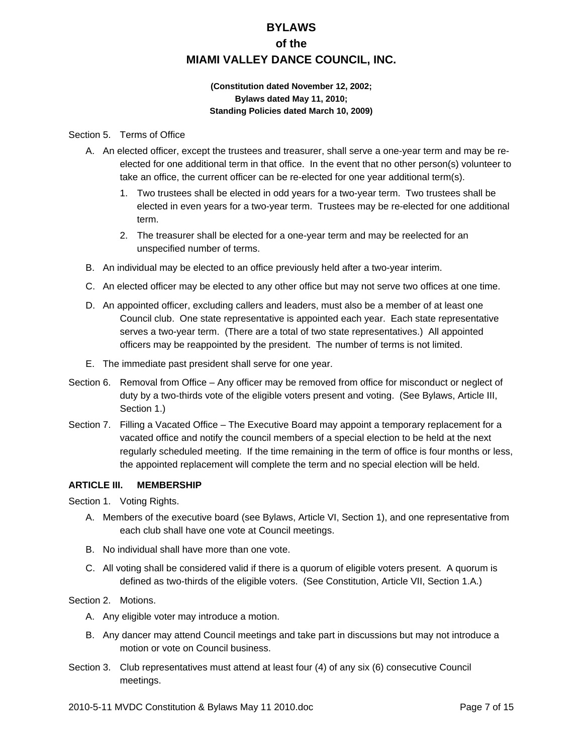# BYLAWS
# of the
# MIAMI VALLEY DANCE COUNCIL, INC.

**(Constitution dated November 12, 2002;**
**Bylaws dated May 11, 2010;**
**Standing Policies dated March 10, 2009)**

Section 5. Terms of Office

A. An elected officer, except the trustees and treasurer, shall serve a one-year term and may be re-elected for one additional term in that office. In the event that no other person(s) volunteer to take an office, the current officer can be re-elected for one year additional term(s).

   1. Two trustees shall be elected in odd years for a two-year term. Two trustees shall be elected in even years for a two-year term. Trustees may be re-elected for one additional term.

   2. The treasurer shall be elected for a one-year term and may be reelected for an unspecified number of terms.

B. An individual may be elected to an office previously held after a two-year interim.

C. An elected officer may be elected to any other office but may not serve two offices at one time.

D. An appointed officer, excluding callers and leaders, must also be a member of at least one Council club. One state representative is appointed each year. Each state representative serves a two-year term. (There are a total of two state representatives.) All appointed officers may be reappointed by the president. The number of terms is not limited.

E. The immediate past president shall serve for one year.

Section 6. Removal from Office – Any officer may be removed from office for misconduct or neglect of duty by a two-thirds vote of the eligible voters present and voting. (See Bylaws, Article III, Section 1.)

Section 7. Filling a Vacated Office – The Executive Board may appoint a temporary replacement for a vacated office and notify the council members of a special election to be held at the next regularly scheduled meeting. If the time remaining in the term of office is four months or less, the appointed replacement will complete the term and no special election will be held.

**ARTICLE III. MEMBERSHIP**

Section 1. Voting Rights.

A. Members of the executive board (see Bylaws, Article VI, Section 1), and one representative from each club shall have one vote at Council meetings.

B. No individual shall have more than one vote.

C. All voting shall be considered valid if there is a quorum of eligible voters present. A quorum is defined as two-thirds of the eligible voters. (See Constitution, Article VII, Section 1.A.)

Section 2. Motions.

A. Any eligible voter may introduce a motion.

B. Any dancer may attend Council meetings and take part in discussions but may not introduce a motion or vote on Council business.

Section 3. Club representatives must attend at least four (4) of any six (6) consecutive Council meetings.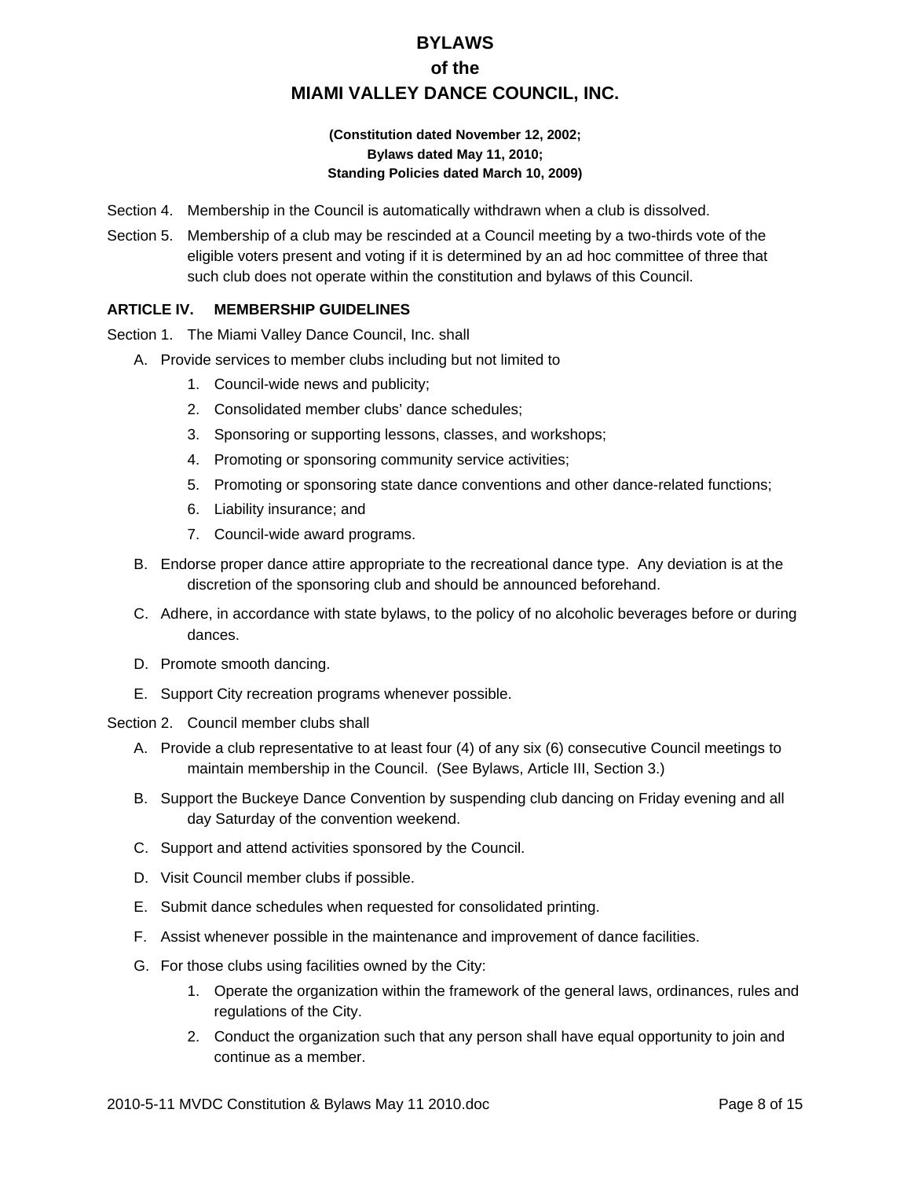Section 4. Membership in the Council is automatically withdrawn when a club is dissolved.

Section 5. Membership of a club may be rescinded at a Council meeting by a two-thirds vote of the eligible voters present and voting if it is determined by an ad hoc committee of three that such club does not operate within the constitution and bylaws of this Council.

### ARTICLE IV. MEMBERSHIP GUIDELINES

Section 1. The Miami Valley Dance Council, Inc. shall

A. Provide services to member clubs including but not limited to
   1. Council-wide news and publicity;
   2. Consolidated member clubs' dance schedules;
   3. Sponsoring or supporting lessons, classes, and workshops;
   4. Promoting or sponsoring community service activities;
   5. Promoting or sponsoring state dance conventions and other dance-related functions;
   6. Liability insurance; and
   7. Council-wide award programs.

B. Endorse proper dance attire appropriate to the recreational dance type. Any deviation is at the discretion of the sponsoring club and should be announced beforehand.

C. Adhere, in accordance with state bylaws, to the policy of no alcoholic beverages before or during dances.

D. Promote smooth dancing.

E. Support City recreation programs whenever possible.

Section 2. Council member clubs shall

A. Provide a club representative to at least four (4) of any six (6) consecutive Council meetings to maintain membership in the Council. (See Bylaws, Article III, Section 3.)

B. Support the Buckeye Dance Convention by suspending club dancing on Friday evening and all day Saturday of the convention weekend.

C. Support and attend activities sponsored by the Council.

D. Visit Council member clubs if possible.

E. Submit dance schedules when requested for consolidated printing.

F. Assist whenever possible in the maintenance and improvement of dance facilities.

G. For those clubs using facilities owned by the City:
   1. Operate the organization within the framework of the general laws, ordinances, rules and regulations of the City.
   2. Conduct the organization such that any person shall have equal opportunity to join and continue as a member.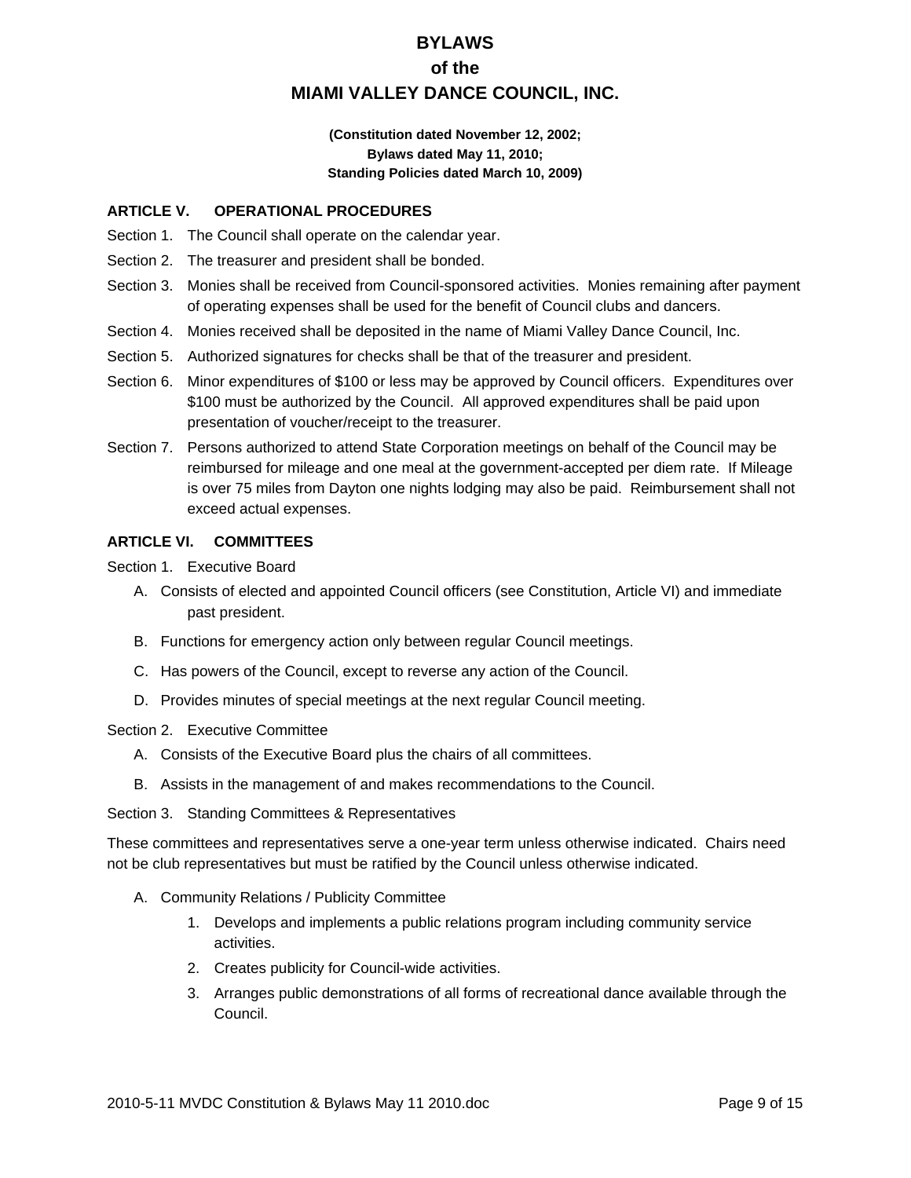# BYLAWS
# of the
# MIAMI VALLEY DANCE COUNCIL, INC.

**(Constitution dated November 12, 2002;**
**Bylaws dated May 11, 2010;**
**Standing Policies dated March 10, 2009)**

## ARTICLE V. OPERATIONAL PROCEDURES

Section 1. The Council shall operate on the calendar year.

Section 2. The treasurer and president shall be bonded.

Section 3. Monies shall be received from Council-sponsored activities. Monies remaining after payment of operating expenses shall be used for the benefit of Council clubs and dancers.

Section 4. Monies received shall be deposited in the name of Miami Valley Dance Council, Inc.

Section 5. Authorized signatures for checks shall be that of the treasurer and president.

Section 6. Minor expenditures of $100 or less may be approved by Council officers. Expenditures over $100 must be authorized by the Council. All approved expenditures shall be paid upon presentation of voucher/receipt to the treasurer.

Section 7. Persons authorized to attend State Corporation meetings on behalf of the Council may be reimbursed for mileage and one meal at the government-accepted per diem rate. If Mileage is over 75 miles from Dayton one nights lodging may also be paid. Reimbursement shall not exceed actual expenses.

## ARTICLE VI. COMMITTEES

Section 1. Executive Board

A. Consists of elected and appointed Council officers (see Constitution, Article VI) and immediate past president.

B. Functions for emergency action only between regular Council meetings.

C. Has powers of the Council, except to reverse any action of the Council.

D. Provides minutes of special meetings at the next regular Council meeting.

Section 2. Executive Committee

A. Consists of the Executive Board plus the chairs of all committees.

B. Assists in the management of and makes recommendations to the Council.

Section 3. Standing Committees & Representatives

These committees and representatives serve a one-year term unless otherwise indicated. Chairs need not be club representatives but must be ratified by the Council unless otherwise indicated.

A. Community Relations / Publicity Committee

1. Develops and implements a public relations program including community service activities.
2. Creates publicity for Council-wide activities.
3. Arranges public demonstrations of all forms of recreational dance available through the Council.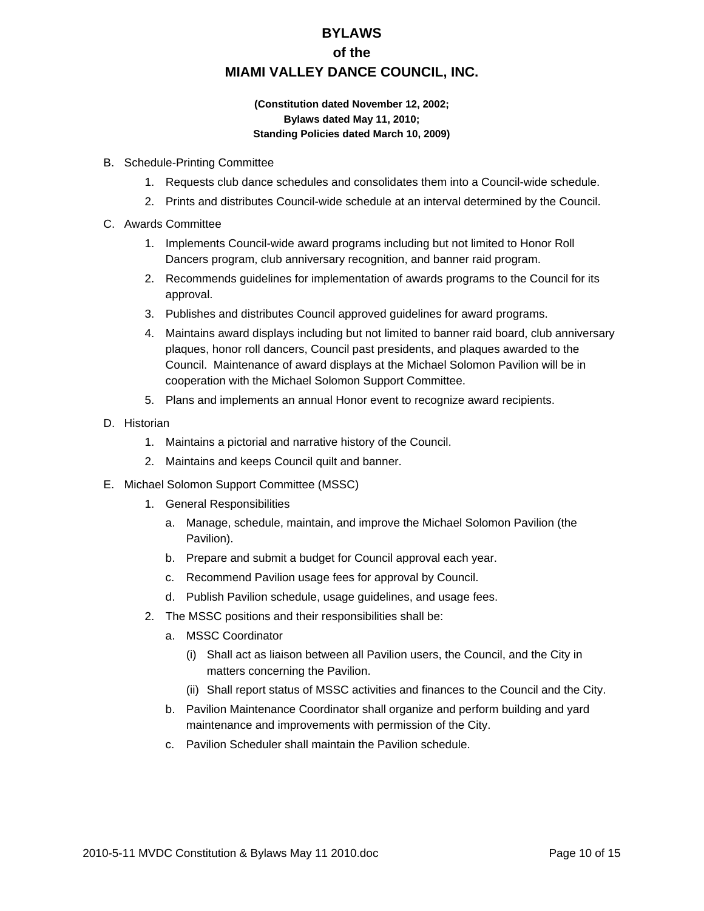B. Schedule-Printing Committee

   1. Requests club dance schedules and consolidates them into a Council-wide schedule.
   2. Prints and distributes Council-wide schedule at an interval determined by the Council.

C. Awards Committee

   1. Implements Council-wide award programs including but not limited to Honor Roll Dancers program, club anniversary recognition, and banner raid program.
   2. Recommends guidelines for implementation of awards programs to the Council for its approval.
   3. Publishes and distributes Council approved guidelines for award programs.
   4. Maintains award displays including but not limited to banner raid board, club anniversary plaques, honor roll dancers, Council past presidents, and plaques awarded to the Council. Maintenance of award displays at the Michael Solomon Pavilion will be in cooperation with the Michael Solomon Support Committee.
   5. Plans and implements an annual Honor event to recognize award recipients.

D. Historian

   1. Maintains a pictorial and narrative history of the Council.
   2. Maintains and keeps Council quilt and banner.

E. Michael Solomon Support Committee (MSSC)

   1. General Responsibilities
      a. Manage, schedule, maintain, and improve the Michael Solomon Pavilion (the Pavilion).
      b. Prepare and submit a budget for Council approval each year.
      c. Recommend Pavilion usage fees for approval by Council.
      d. Publish Pavilion schedule, usage guidelines, and usage fees.
   2. The MSSC positions and their responsibilities shall be:
      a. MSSC Coordinator
         (i) Shall act as liaison between all Pavilion users, the Council, and the City in matters concerning the Pavilion.
         (ii) Shall report status of MSSC activities and finances to the Council and the City.
      b. Pavilion Maintenance Coordinator shall organize and perform building and yard maintenance and improvements with permission of the City.
      c. Pavilion Scheduler shall maintain the Pavilion schedule.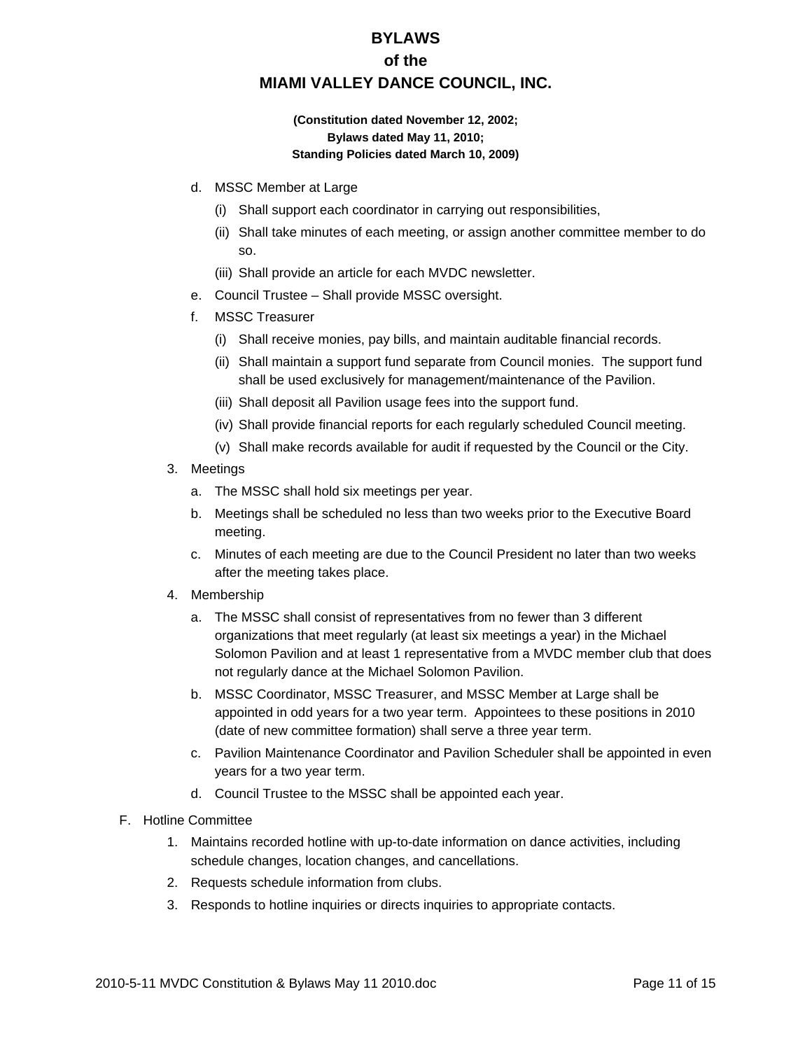d. MSSC Member at Large
   - (i) Shall support each coordinator in carrying out responsibilities,
   - (ii) Shall take minutes of each meeting, or assign another committee member to do so.
   - (iii) Shall provide an article for each MVDC newsletter.

e. Council Trustee – Shall provide MSSC oversight.

f. MSSC Treasurer
   - (i) Shall receive monies, pay bills, and maintain auditable financial records.
   - (ii) Shall maintain a support fund separate from Council monies. The support fund shall be used exclusively for management/maintenance of the Pavilion.
   - (iii) Shall deposit all Pavilion usage fees into the support fund.
   - (iv) Shall provide financial reports for each regularly scheduled Council meeting.
   - (v) Shall make records available for audit if requested by the Council or the City.

3. Meetings
   - a. The MSSC shall hold six meetings per year.
   - b. Meetings shall be scheduled no less than two weeks prior to the Executive Board meeting.
   - c. Minutes of each meeting are due to the Council President no later than two weeks after the meeting takes place.

4. Membership
   - a. The MSSC shall consist of representatives from no fewer than 3 different organizations that meet regularly (at least six meetings a year) in the Michael Solomon Pavilion and at least 1 representative from a MVDC member club that does not regularly dance at the Michael Solomon Pavilion.
   - b. MSSC Coordinator, MSSC Treasurer, and MSSC Member at Large shall be appointed in odd years for a two year term. Appointees to these positions in 2010 (date of new committee formation) shall serve a three year term.
   - c. Pavilion Maintenance Coordinator and Pavilion Scheduler shall be appointed in even years for a two year term.
   - d. Council Trustee to the MSSC shall be appointed each year.

F. Hotline Committee

1. Maintains recorded hotline with up-to-date information on dance activities, including schedule changes, location changes, and cancellations.
2. Requests schedule information from clubs.
3. Responds to hotline inquiries or directs inquiries to appropriate contacts.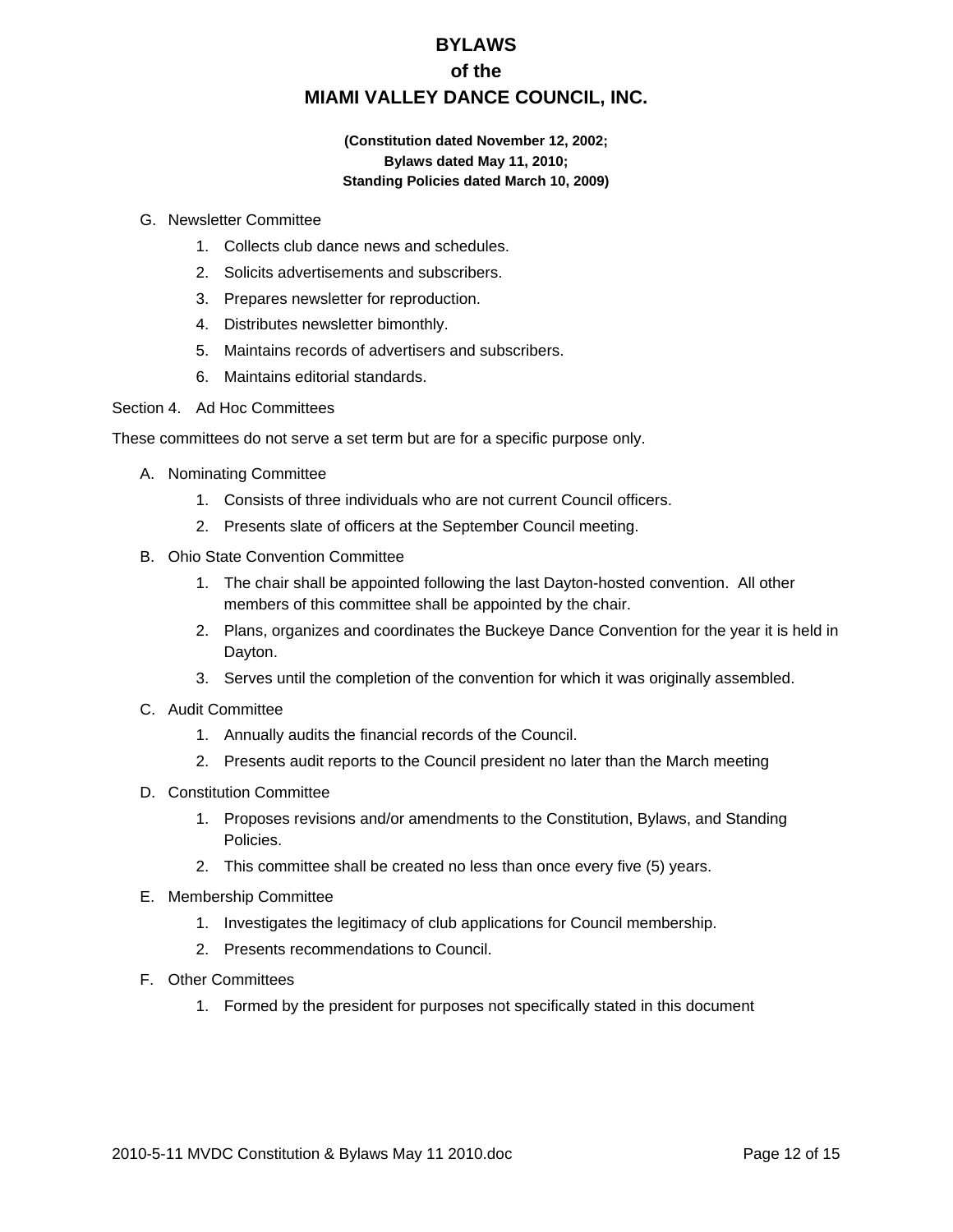G. Newsletter Committee

1. Collects club dance news and schedules.
2. Solicits advertisements and subscribers.
3. Prepares newsletter for reproduction.
4. Distributes newsletter bimonthly.
5. Maintains records of advertisers and subscribers.
6. Maintains editorial standards.

Section 4. Ad Hoc Committees

These committees do not serve a set term but are for a specific purpose only.

A. Nominating Committee

1. Consists of three individuals who are not current Council officers.
2. Presents slate of officers at the September Council meeting.

B. Ohio State Convention Committee

1. The chair shall be appointed following the last Dayton-hosted convention. All other members of this committee shall be appointed by the chair.
2. Plans, organizes and coordinates the Buckeye Dance Convention for the year it is held in Dayton.
3. Serves until the completion of the convention for which it was originally assembled.

C. Audit Committee

1. Annually audits the financial records of the Council.
2. Presents audit reports to the Council president no later than the March meeting

D. Constitution Committee

1. Proposes revisions and/or amendments to the Constitution, Bylaws, and Standing Policies.
2. This committee shall be created no less than once every five (5) years.

E. Membership Committee

1. Investigates the legitimacy of club applications for Council membership.
2. Presents recommendations to Council.

F. Other Committees

1. Formed by the president for purposes not specifically stated in this document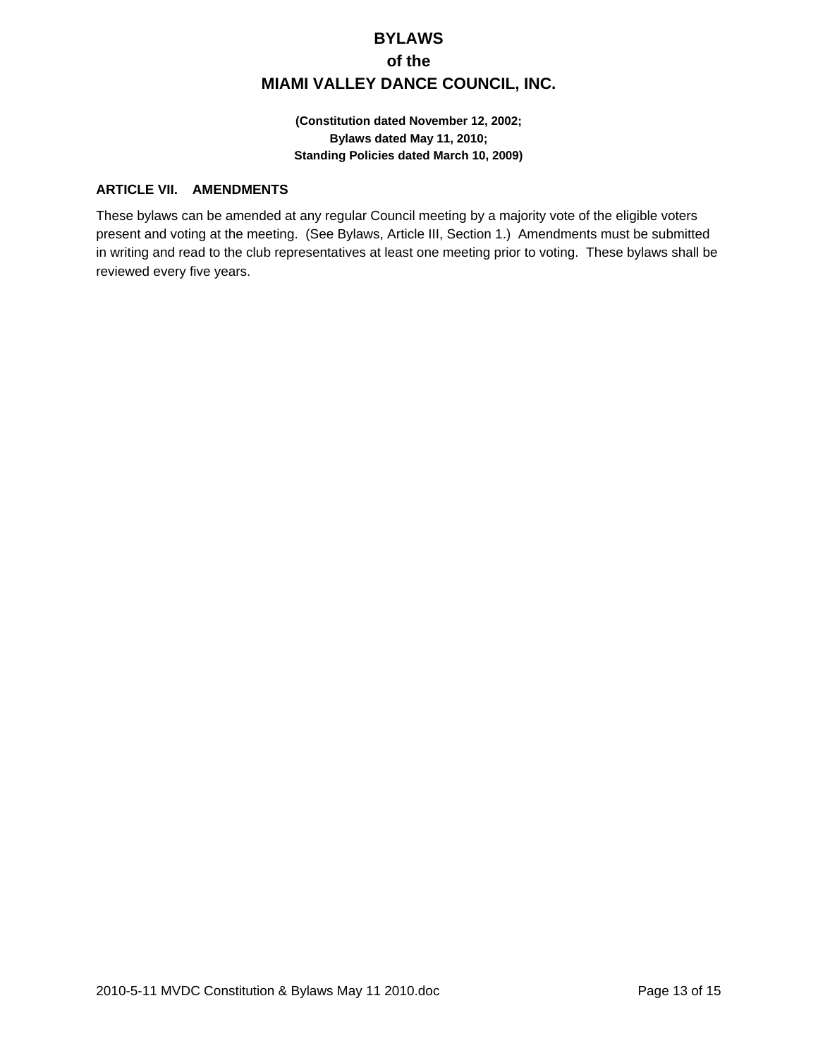## ARTICLE VII. AMENDMENTS

These bylaws can be amended at any regular Council meeting by a majority vote of the eligible voters present and voting at the meeting. (See Bylaws, Article III, Section 1.) Amendments must be submitted in writing and read to the club representatives at least one meeting prior to voting. These bylaws shall be reviewed every five years.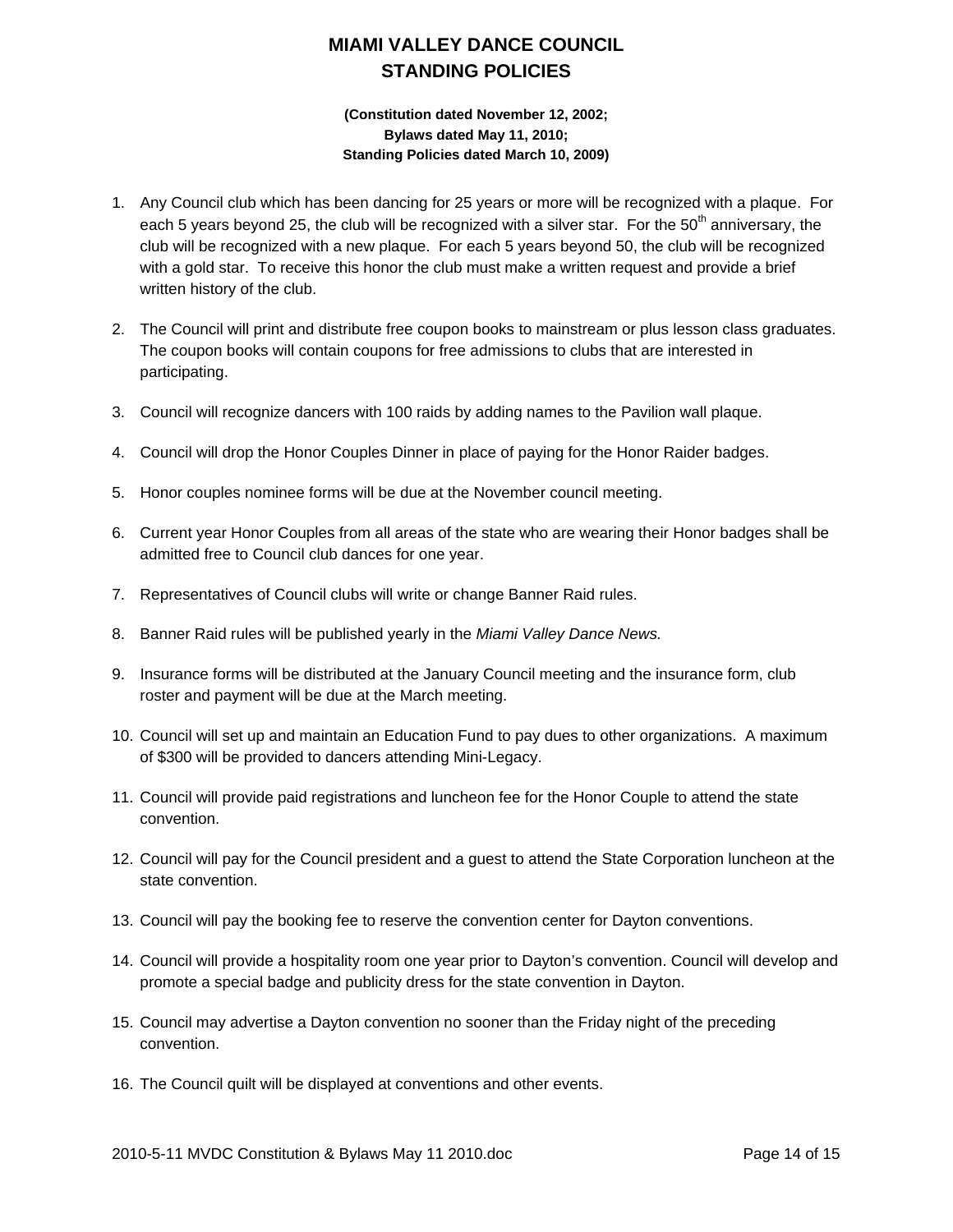# MIAMI VALLEY DANCE COUNCIL
# STANDING POLICIES

**(Constitution dated November 12, 2002;**
**Bylaws dated May 11, 2010;**
**Standing Policies dated March 10, 2009)**

1. Any Council club which has been dancing for 25 years or more will be recognized with a plaque. For each 5 years beyond 25, the club will be recognized with a silver star. For the 50th anniversary, the club will be recognized with a new plaque. For each 5 years beyond 50, the club will be recognized with a gold star. To receive this honor the club must make a written request and provide a brief written history of the club.

2. The Council will print and distribute free coupon books to mainstream or plus lesson class graduates. The coupon books will contain coupons for free admissions to clubs that are interested in participating.

3. Council will recognize dancers with 100 raids by adding names to the Pavilion wall plaque.

4. Council will drop the Honor Couples Dinner in place of paying for the Honor Raider badges.

5. Honor couples nominee forms will be due at the November council meeting.

6. Current year Honor Couples from all areas of the state who are wearing their Honor badges shall be admitted free to Council club dances for one year.

7. Representatives of Council clubs will write or change Banner Raid rules.

8. Banner Raid rules will be published yearly in the *Miami Valley Dance News.*

9. Insurance forms will be distributed at the January Council meeting and the insurance form, club roster and payment will be due at the March meeting.

10. Council will set up and maintain an Education Fund to pay dues to other organizations. A maximum of $300 will be provided to dancers attending Mini-Legacy.

11. Council will provide paid registrations and luncheon fee for the Honor Couple to attend the state convention.

12. Council will pay for the Council president and a guest to attend the State Corporation luncheon at the state convention.

13. Council will pay the booking fee to reserve the convention center for Dayton conventions.

14. Council will provide a hospitality room one year prior to Dayton's convention. Council will develop and promote a special badge and publicity dress for the state convention in Dayton.

15. Council may advertise a Dayton convention no sooner than the Friday night of the preceding convention.

16. The Council quilt will be displayed at conventions and other events.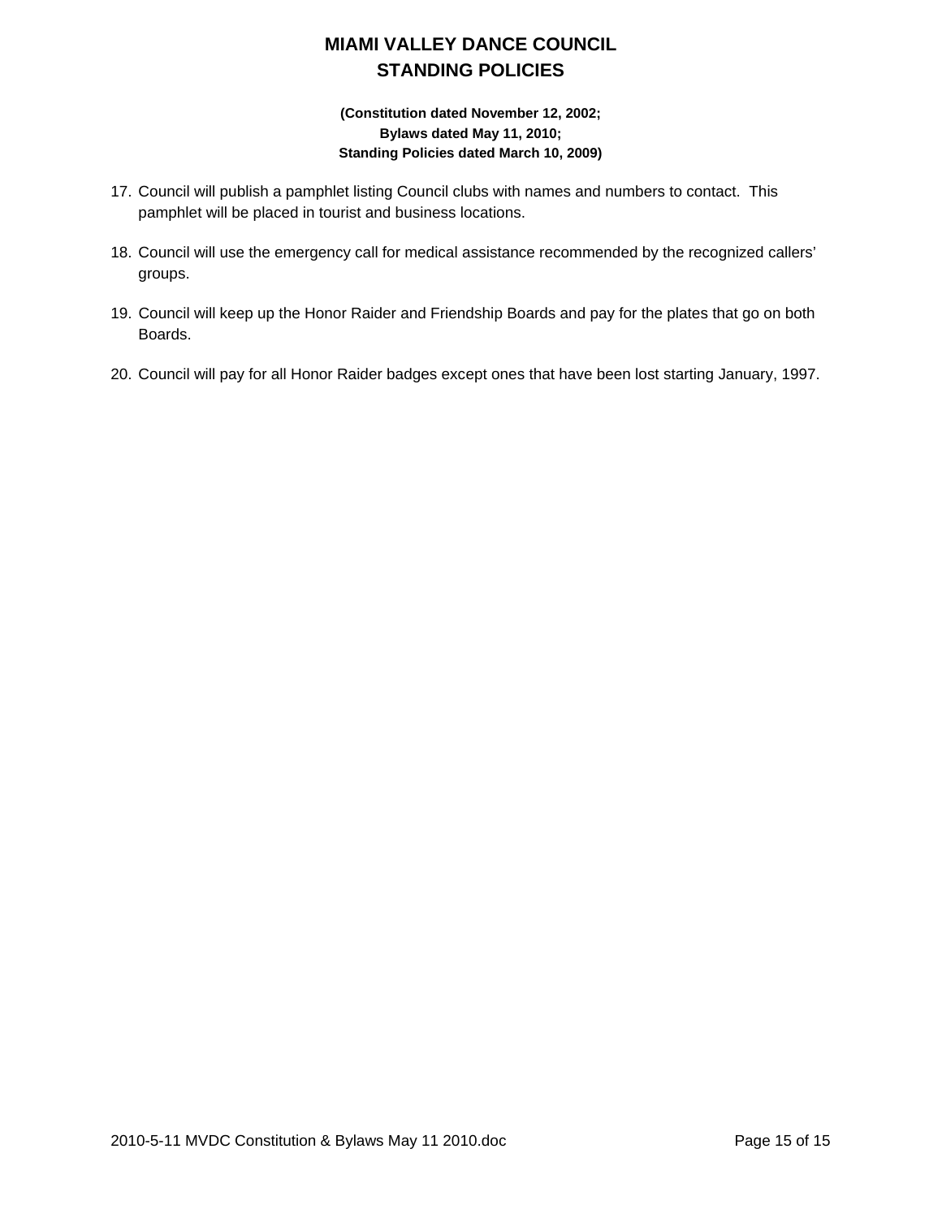# MIAMI VALLEY DANCE COUNCIL
# STANDING POLICIES

**(Constitution dated November 12, 2002;**
**Bylaws dated May 11, 2010;**
**Standing Policies dated March 10, 2009)**

17. Council will publish a pamphlet listing Council clubs with names and numbers to contact. This pamphlet will be placed in tourist and business locations.

18. Council will use the emergency call for medical assistance recommended by the recognized callers' groups.

19. Council will keep up the Honor Raider and Friendship Boards and pay for the plates that go on both Boards.

20. Council will pay for all Honor Raider badges except ones that have been lost starting January, 1997.